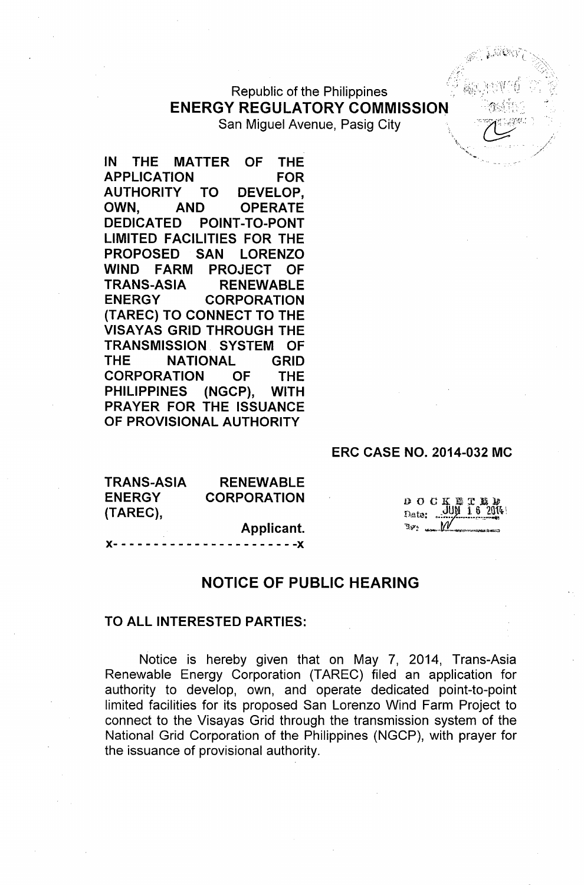Republic of the Philippines
**ENERGY REGULATORY COMMISSION**
San Miguel Avenue, Pasig City

**IN THE MATTER OF THE APPLICATION FOR AUTHORITY TO DEVELOP, OWN, AND OPERATE DEDICATED POINT-TO-PONT LIMITED FACILITIES FOR THE PROPOSED SAN LORENZO WIND FARM PROJECT OF TRANS-ASIA RENEWABLE ENERGY CORPORATION (TAREC) TO CONNECT TO THE VISAYAS GRID THROUGH THE TRANSMISSION SYSTEM OF THE NATIONAL GRID CORPORATION OF THE PHILIPPINES (NGCP), WITH PRAYER FOR THE ISSUANCE OF PROVISIONAL AUTHORITY**

**ERC CASE NO. 2014-032 MC**

**TRANS-ASIA RENEWABLE ENERGY CORPORATION (TAREC),**

**Applicant.**

x- - - - - - - - - - - - - - - - - - - - - - -x

DOCKETED
Date: JUN 16 2014
By: W

## NOTICE OF PUBLIC HEARING

**TO ALL INTERESTED PARTIES:**

Notice is hereby given that on May 7, 2014, Trans-Asia Renewable Energy Corporation (TAREC) filed an application for authority to develop, own, and operate dedicated point-to-point limited facilities for its proposed San Lorenzo Wind Farm Project to connect to the Visayas Grid through the transmission system of the National Grid Corporation of the Philippines (NGCP), with prayer for the issuance of provisional authority.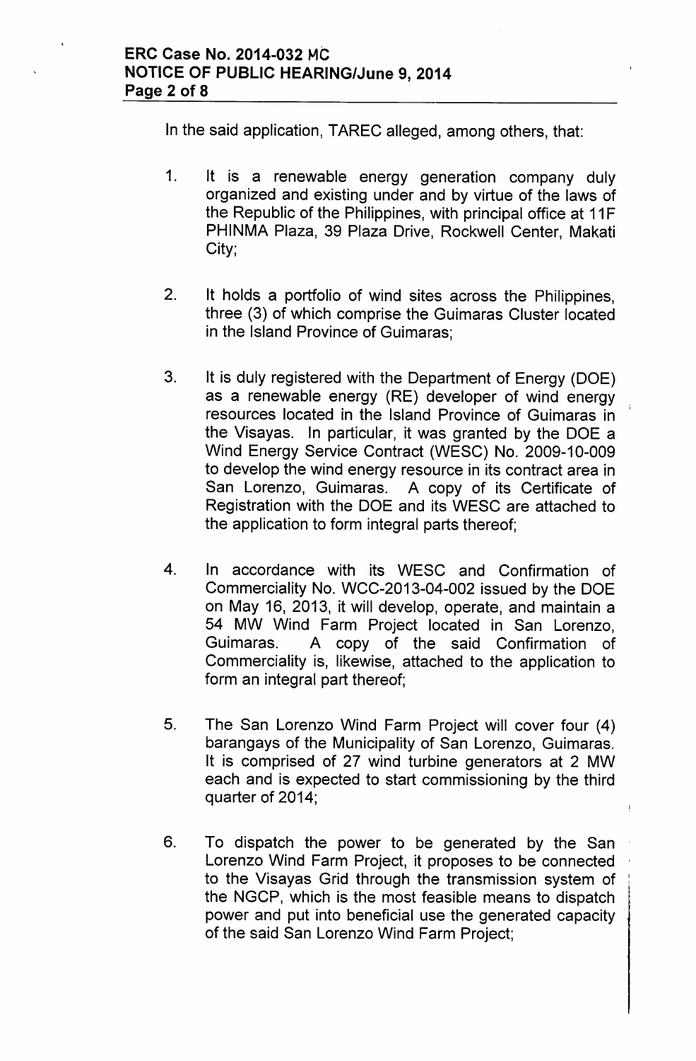In the said application, TAREC alleged, among others, that:

1. It is a renewable energy generation company duly organized and existing under and by virtue of the laws of the Republic of the Philippines, with principal office at 11F PHINMA Plaza, 39 Plaza Drive, Rockwell Center, Makati City;

2. It holds a portfolio of wind sites across the Philippines, three (3) of which comprise the Guimaras Cluster located in the Island Province of Guimaras;

3. It is duly registered with the Department of Energy (DOE) as a renewable energy (RE) developer of wind energy resources located in the Island Province of Guimaras in the Visayas. In particular, it was granted by the DOE a Wind Energy Service Contract (WESC) No. 2009-10-009 to develop the wind energy resource in its contract area in San Lorenzo, Guimaras. A copy of its Certificate of Registration with the DOE and its WESC are attached to the application to form integral parts thereof;

4. In accordance with its WESC and Confirmation of Commerciality No. WCC-2013-04-002 issued by the DOE on May 16, 2013, it will develop, operate, and maintain a 54 MW Wind Farm Project located in San Lorenzo, Guimaras. A copy of the said Confirmation of Commerciality is, likewise, attached to the application to form an integral part thereof;

5. The San Lorenzo Wind Farm Project will cover four (4) barangays of the Municipality of San Lorenzo, Guimaras. It is comprised of 27 wind turbine generators at 2 MW each and is expected to start commissioning by the third quarter of 2014;

6. To dispatch the power to be generated by the San Lorenzo Wind Farm Project, it proposes to be connected to the Visayas Grid through the transmission system of the NGCP, which is the most feasible means to dispatch power and put into beneficial use the generated capacity of the said San Lorenzo Wind Farm Project;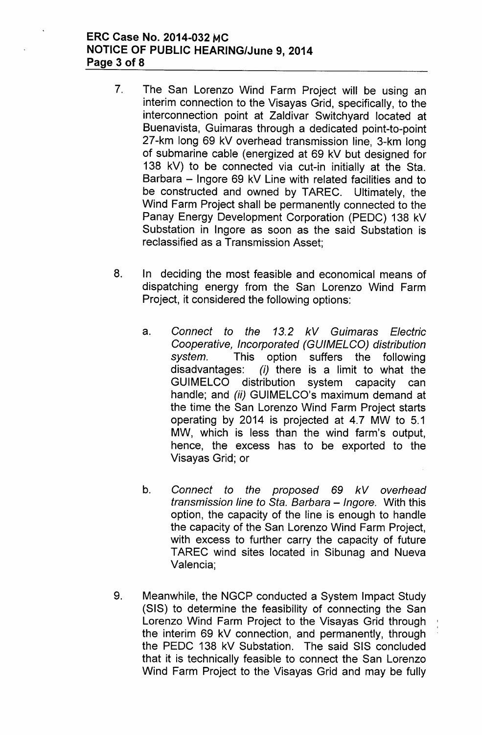7. The San Lorenzo Wind Farm Project will be using an interim connection to the Visayas Grid, specifically, to the interconnection point at Zaldivar Switchyard located at Buenavista, Guimaras through a dedicated point-to-point 27-km long 69 kV overhead transmission line, 3-km long of submarine cable (energized at 69 kV but designed for 138 kV) to be connected via cut-in initially at the Sta. Barbara – Ingore 69 kV Line with related facilities and to be constructed and owned by TAREC. Ultimately, the Wind Farm Project shall be permanently connected to the Panay Energy Development Corporation (PEDC) 138 kV Substation in Ingore as soon as the said Substation is reclassified as a Transmission Asset;

8. In deciding the most feasible and economical means of dispatching energy from the San Lorenzo Wind Farm Project, it considered the following options:

    a. *Connect to the 13.2 kV Guimaras Electric Cooperative, Incorporated (GUIMELCO) distribution system.* This option suffers the following disadvantages: *(i)* there is a limit to what the GUIMELCO distribution system capacity can handle; and *(ii)* GUIMELCO's maximum demand at the time the San Lorenzo Wind Farm Project starts operating by 2014 is projected at 4.7 MW to 5.1 MW, which is less than the wind farm's output, hence, the excess has to be exported to the Visayas Grid; or

    b. *Connect to the proposed 69 kV overhead transmission line to Sta. Barbara – Ingore.* With this option, the capacity of the line is enough to handle the capacity of the San Lorenzo Wind Farm Project, with excess to further carry the capacity of future TAREC wind sites located in Sibunag and Nueva Valencia;

9. Meanwhile, the NGCP conducted a System Impact Study (SIS) to determine the feasibility of connecting the San Lorenzo Wind Farm Project to the Visayas Grid through the interim 69 kV connection, and permanently, through the PEDC 138 kV Substation. The said SIS concluded that it is technically feasible to connect the San Lorenzo Wind Farm Project to the Visayas Grid and may be fully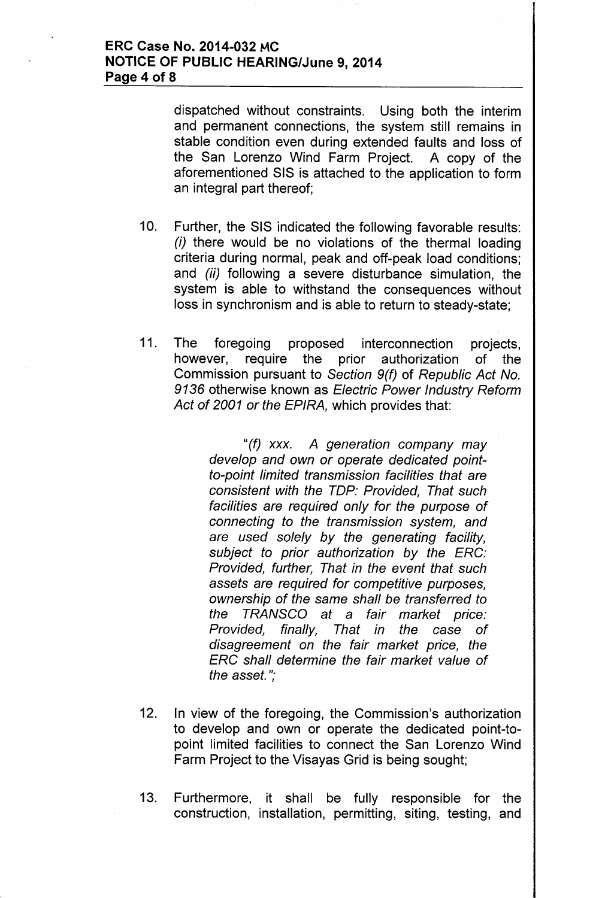dispatched without constraints. Using both the interim and permanent connections, the system still remains in stable condition even during extended faults and loss of the San Lorenzo Wind Farm Project. A copy of the aforementioned SIS is attached to the application to form an integral part thereof;

10. Further, the SIS indicated the following favorable results: *(i)* there would be no violations of the thermal loading criteria during normal, peak and off-peak load conditions; and *(ii)* following a severe disturbance simulation, the system is able to withstand the consequences without loss in synchronism and is able to return to steady-state;

11. The foregoing proposed interconnection projects, however, require the prior authorization of the Commission pursuant to *Section 9(f)* of *Republic Act No. 9136* otherwise known as *Electric Power Industry Reform Act of 2001 or the EPIRA,* which provides that:

    > *"(f) xxx. A generation company may develop and own or operate dedicated point-to-point limited transmission facilities that are consistent with the TDP: Provided, That such facilities are required only for the purpose of connecting to the transmission system, and are used solely by the generating facility, subject to prior authorization by the ERC: Provided, further, That in the event that such assets are required for competitive purposes, ownership of the same shall be transferred to the TRANSCO at a fair market price: Provided, finally, That in the case of disagreement on the fair market price, the ERC shall determine the fair market value of the asset.";*

12. In view of the foregoing, the Commission's authorization to develop and own or operate the dedicated point-to-point limited facilities to connect the San Lorenzo Wind Farm Project to the Visayas Grid is being sought;

13. Furthermore, it shall be fully responsible for the construction, installation, permitting, siting, testing, and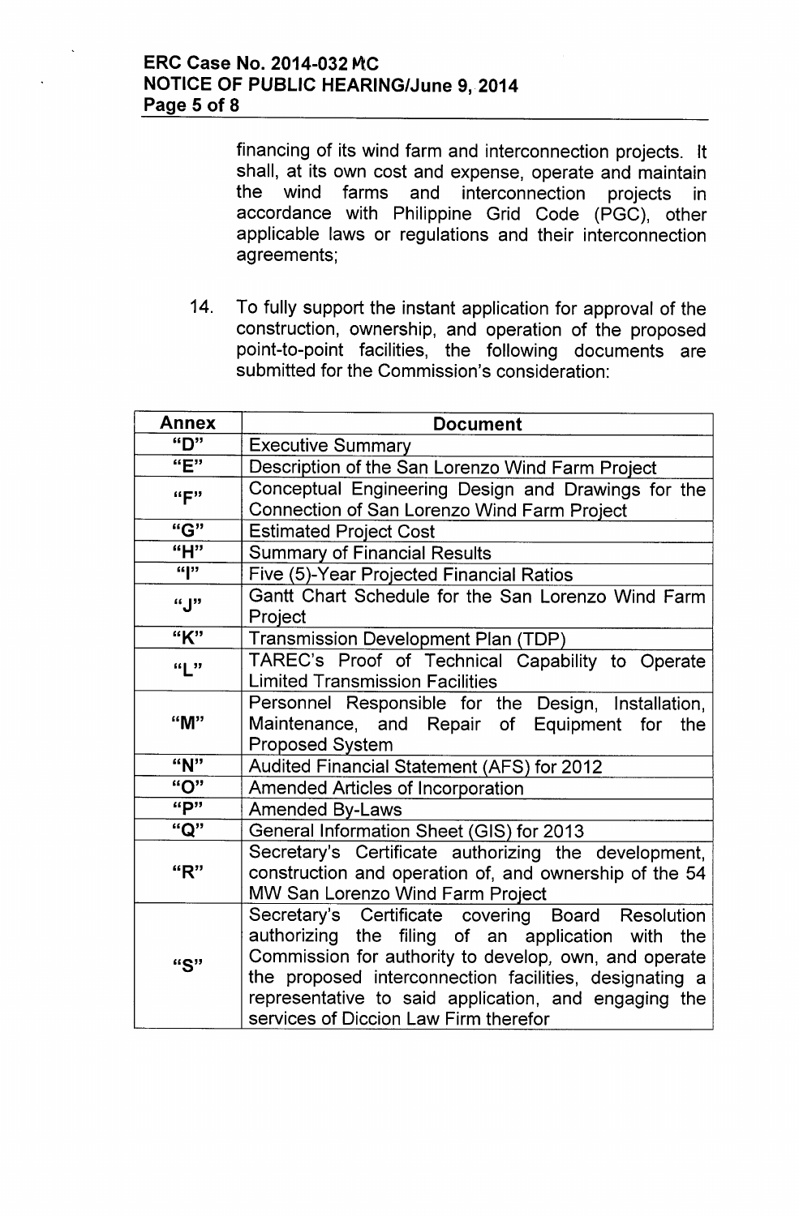financing of its wind farm and interconnection projects. It shall, at its own cost and expense, operate and maintain the wind farms and interconnection projects in accordance with Philippine Grid Code (PGC), other applicable laws or regulations and their interconnection agreements;

14. To fully support the instant application for approval of the construction, ownership, and operation of the proposed point-to-point facilities, the following documents are submitted for the Commission's consideration:

| Annex | Document |
|---|---|
| "D" | Executive Summary |
| "E" | Description of the San Lorenzo Wind Farm Project |
| "F" | Conceptual Engineering Design and Drawings for the Connection of San Lorenzo Wind Farm Project |
| "G" | Estimated Project Cost |
| "H" | Summary of Financial Results |
| "I" | Five (5)-Year Projected Financial Ratios |
| "J" | Gantt Chart Schedule for the San Lorenzo Wind Farm Project |
| "K" | Transmission Development Plan (TDP) |
| "L" | TAREC's Proof of Technical Capability to Operate Limited Transmission Facilities |
| "M" | Personnel Responsible for the Design, Installation, Maintenance, and Repair of Equipment for the Proposed System |
| "N" | Audited Financial Statement (AFS) for 2012 |
| "O" | Amended Articles of Incorporation |
| "P" | Amended By-Laws |
| "Q" | General Information Sheet (GIS) for 2013 |
| "R" | Secretary's Certificate authorizing the development, construction and operation of, and ownership of the 54 MW San Lorenzo Wind Farm Project |
| "S" | Secretary's Certificate covering Board Resolution authorizing the filing of an application with the Commission for authority to develop, own, and operate the proposed interconnection facilities, designating a representative to said application, and engaging the services of Diccion Law Firm therefor |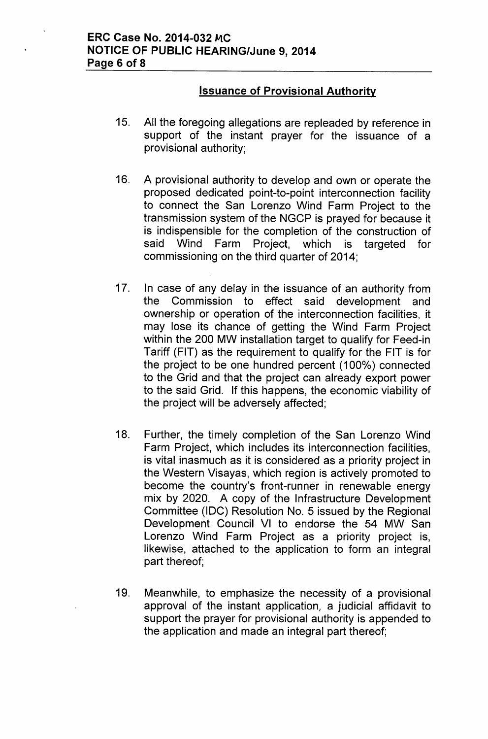## Issuance of Provisional Authority

15. All the foregoing allegations are repleaded by reference in support of the instant prayer for the issuance of a provisional authority;

16. A provisional authority to develop and own or operate the proposed dedicated point-to-point interconnection facility to connect the San Lorenzo Wind Farm Project to the transmission system of the NGCP is prayed for because it is indispensible for the completion of the construction of said Wind Farm Project, which is targeted for commissioning on the third quarter of 2014;

17. In case of any delay in the issuance of an authority from the Commission to effect said development and ownership or operation of the interconnection facilities, it may lose its chance of getting the Wind Farm Project within the 200 MW installation target to qualify for Feed-in Tariff (FIT) as the requirement to qualify for the FIT is for the project to be one hundred percent (100%) connected to the Grid and that the project can already export power to the said Grid. If this happens, the economic viability of the project will be adversely affected;

18. Further, the timely completion of the San Lorenzo Wind Farm Project, which includes its interconnection facilities, is vital inasmuch as it is considered as a priority project in the Western Visayas, which region is actively promoted to become the country's front-runner in renewable energy mix by 2020. A copy of the Infrastructure Development Committee (IDC) Resolution No. 5 issued by the Regional Development Council VI to endorse the 54 MW San Lorenzo Wind Farm Project as a priority project is, likewise, attached to the application to form an integral part thereof;

19. Meanwhile, to emphasize the necessity of a provisional approval of the instant application, a judicial affidavit to support the prayer for provisional authority is appended to the application and made an integral part thereof;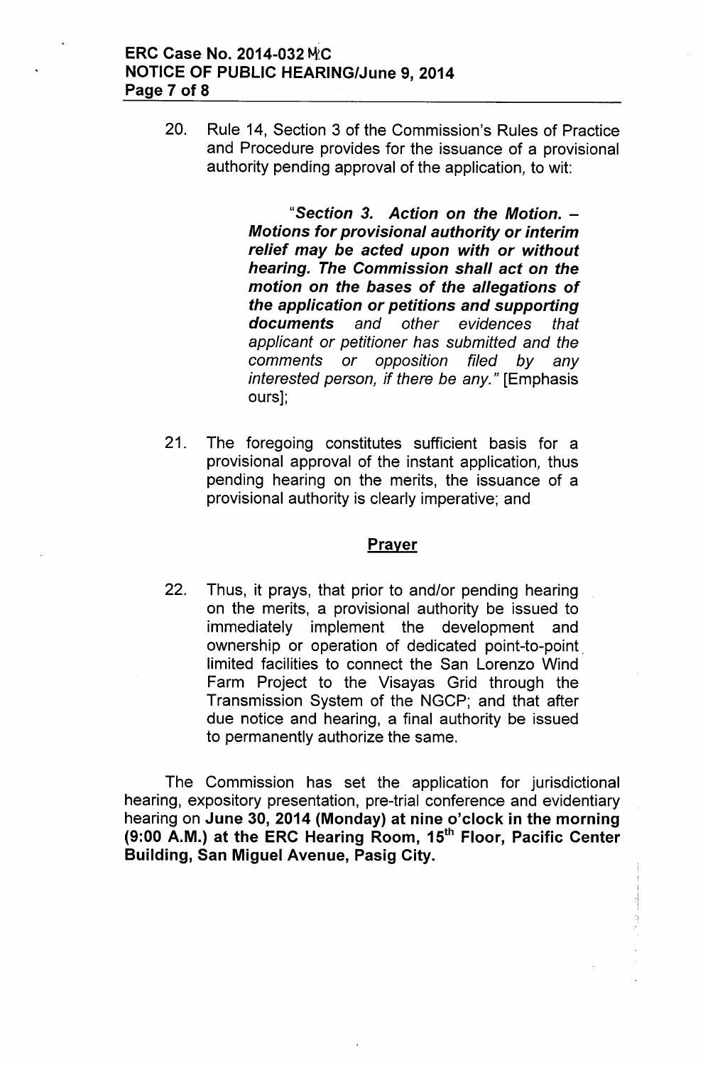20. Rule 14, Section 3 of the Commission's Rules of Practice and Procedure provides for the issuance of a provisional authority pending approval of the application, to wit:

> *"**Section 3. Action on the Motion. – Motions for provisional authority or interim relief may be acted upon with or without hearing. The Commission shall act on the motion on the bases of the allegations of the application or petitions and supporting documents** and other evidences that applicant or petitioner has submitted and the comments or opposition filed by any interested person, if there be any."* [Emphasis ours];

21. The foregoing constitutes sufficient basis for a provisional approval of the instant application, thus pending hearing on the merits, the issuance of a provisional authority is clearly imperative; and

## Prayer

22. Thus, it prays, that prior to and/or pending hearing on the merits, a provisional authority be issued to immediately implement the development and ownership or operation of dedicated point-to-point limited facilities to connect the San Lorenzo Wind Farm Project to the Visayas Grid through the Transmission System of the NGCP; and that after due notice and hearing, a final authority be issued to permanently authorize the same.

The Commission has set the application for jurisdictional hearing, expository presentation, pre-trial conference and evidentiary hearing on **June 30, 2014 (Monday) at nine o'clock in the morning (9:00 A.M.) at the ERC Hearing Room, 15th Floor, Pacific Center Building, San Miguel Avenue, Pasig City.**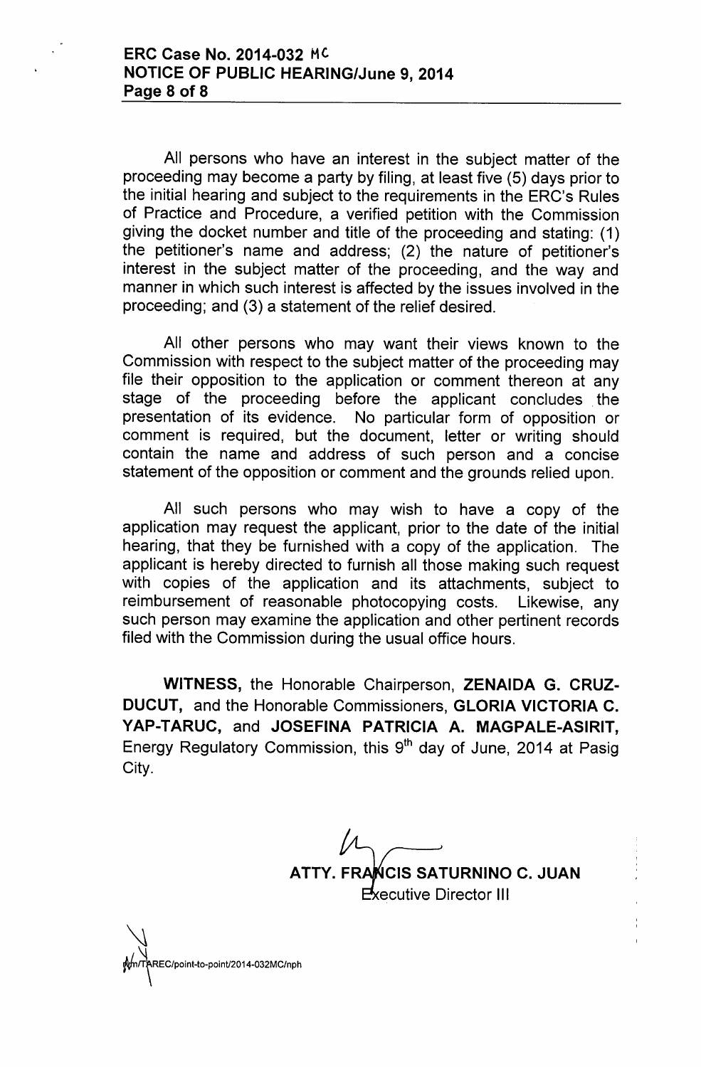All persons who have an interest in the subject matter of the proceeding may become a party by filing, at least five (5) days prior to the initial hearing and subject to the requirements in the ERC's Rules of Practice and Procedure, a verified petition with the Commission giving the docket number and title of the proceeding and stating: (1) the petitioner's name and address; (2) the nature of petitioner's interest in the subject matter of the proceeding, and the way and manner in which such interest is affected by the issues involved in the proceeding; and (3) a statement of the relief desired.

All other persons who may want their views known to the Commission with respect to the subject matter of the proceeding may file their opposition to the application or comment thereon at any stage of the proceeding before the applicant concludes the presentation of its evidence. No particular form of opposition or comment is required, but the document, letter or writing should contain the name and address of such person and a concise statement of the opposition or comment and the grounds relied upon.

All such persons who may wish to have a copy of the application may request the applicant, prior to the date of the initial hearing, that they be furnished with a copy of the application. The applicant is hereby directed to furnish all those making such request with copies of the application and its attachments, subject to reimbursement of reasonable photocopying costs. Likewise, any such person may examine the application and other pertinent records filed with the Commission during the usual office hours.

**WITNESS,** the Honorable Chairperson, **ZENAIDA G. CRUZ-DUCUT,** and the Honorable Commissioners, **GLORIA VICTORIA C. YAP-TARUC,** and **JOSEFINA PATRICIA A. MAGPALE-ASIRIT,** Energy Regulatory Commission, this 9th day of June, 2014 at Pasig City.

**ATTY. FRANCIS SATURNINO C. JUAN**
Executive Director III

Mn/TAREC/point-to-point/2014-032MC/nph